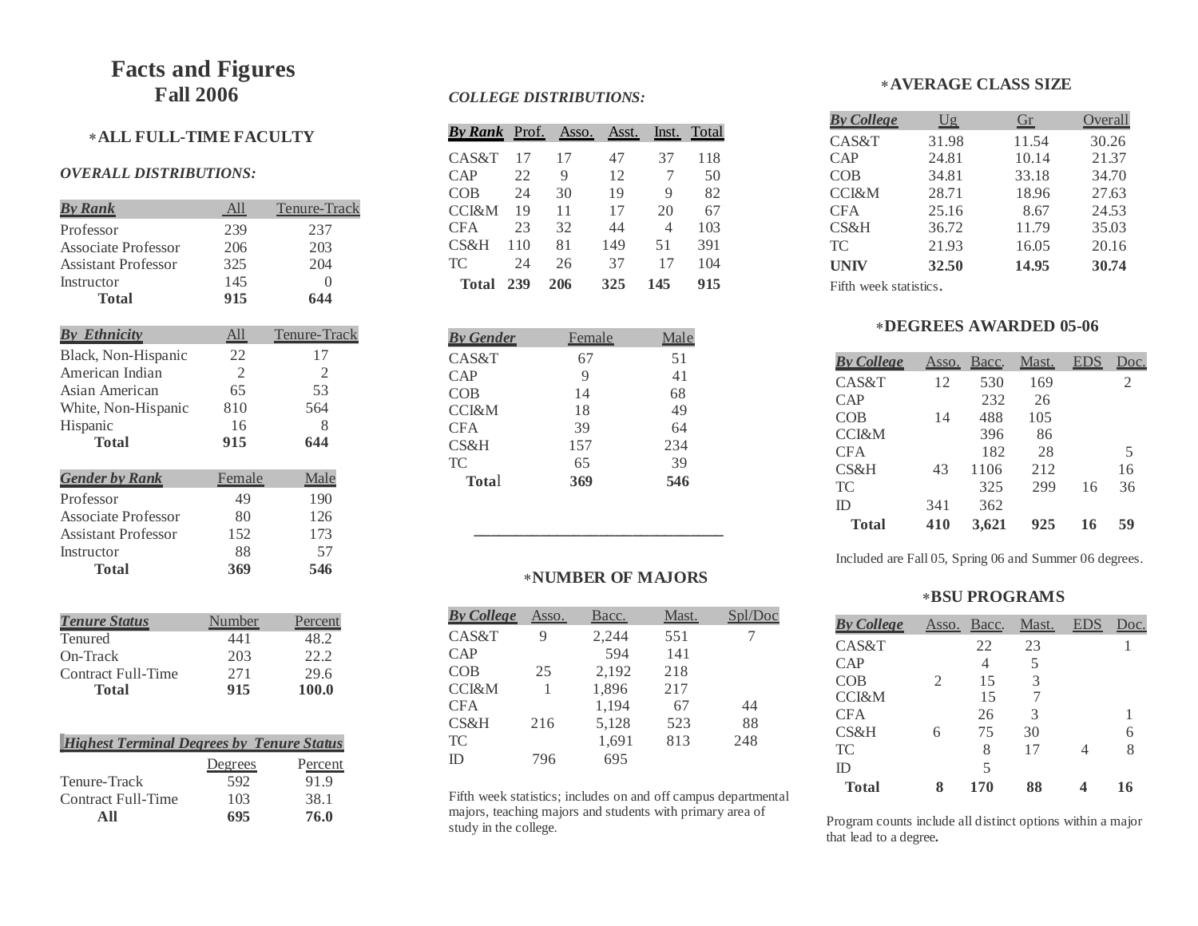# Facts and Figures
## Fall 2006

### *ALL FULL-TIME FACULTY

*OVERALL DISTRIBUTIONS:*

| *By Rank* | All | Tenure-Track |
|---|---|---|
| Professor | 239 | 237 |
| Associate Professor | 206 | 203 |
| Assistant Professor | 325 | 204 |
| Instructor | 145 | 0 |
| **Total** | **915** | **644** |

| *By Ethnicity* | All | Tenure-Track |
|---|---|---|
| Black, Non-Hispanic | 22 | 17 |
| American Indian | 2 | 2 |
| Asian American | 65 | 53 |
| White, Non-Hispanic | 810 | 564 |
| Hispanic | 16 | 8 |
| **Total** | **915** | **644** |

| *Gender by Rank* | Female | Male |
|---|---|---|
| Professor | 49 | 190 |
| Associate Professor | 80 | 126 |
| Assistant Professor | 152 | 173 |
| Instructor | 88 | 57 |
| **Total** | **369** | **546** |

| *Tenure Status* | Number | Percent |
|---|---|---|
| Tenured | 441 | 48.2 |
| On-Track | 203 | 22.2 |
| Contract Full-Time | 271 | 29.6 |
| **Total** | **915** | **100.0** |

| *Highest Terminal Degrees by Tenure Status* | | |
|---|---|---|
| | Degrees | Percent |
| Tenure-Track | 592 | 91.9 |
| Contract Full-Time | 103 | 38.1 |
| **All** | **695** | **76.0** |

*COLLEGE DISTRIBUTIONS:*

| *By Rank* | Prof. | Asso. | Asst. | Inst. | Total |
|---|---|---|---|---|---|
| CAS&T | 17 | 17 | 47 | 37 | 118 |
| CAP | 22 | 9 | 12 | 7 | 50 |
| COB | 24 | 30 | 19 | 9 | 82 |
| CCI&M | 19 | 11 | 17 | 20 | 67 |
| CFA | 23 | 32 | 44 | 4 | 103 |
| CS&H | 110 | 81 | 149 | 51 | 391 |
| TC | 24 | 26 | 37 | 17 | 104 |
| **Total** | **239** | **206** | **325** | **145** | **915** |

| *By Gender* | Female | Male |
|---|---|---|
| CAS&T | 67 | 51 |
| CAP | 9 | 41 |
| COB | 14 | 68 |
| CCI&M | 18 | 49 |
| CFA | 39 | 64 |
| CS&H | 157 | 234 |
| TC | 65 | 39 |
| **Total** | **369** | **546** |

---

### *NUMBER OF MAJORS

| *By College* | Asso. | Bacc. | Mast. | Spl/Doc |
|---|---|---|---|---|
| CAS&T | 9 | 2,244 | 551 | 7 |
| CAP | | 594 | 141 | |
| COB | 25 | 2,192 | 218 | |
| CCI&M | 1 | 1,896 | 217 | |
| CFA | | 1,194 | 67 | 44 |
| CS&H | 216 | 5,128 | 523 | 88 |
| TC | | 1,691 | 813 | 248 |
| ID | 796 | 695 | | |

Fifth week statistics; includes on and off campus departmental majors, teaching majors and students with primary area of study in the college.

### *AVERAGE CLASS SIZE

| *By College* | Ug | Gr | Overall |
|---|---|---|---|
| CAS&T | 31.98 | 11.54 | 30.26 |
| CAP | 24.81 | 10.14 | 21.37 |
| COB | 34.81 | 33.18 | 34.70 |
| CCI&M | 28.71 | 18.96 | 27.63 |
| CFA | 25.16 | 8.67 | 24.53 |
| CS&H | 36.72 | 11.79 | 35.03 |
| TC | 21.93 | 16.05 | 20.16 |
| **UNIV** | **32.50** | **14.95** | **30.74** |

Fifth week statistics.

### *DEGREES AWARDED 05-06

| *By College* | Asso. | Bacc. | Mast. | EDS | Doc. |
|---|---|---|---|---|---|
| CAS&T | 12 | 530 | 169 | | 2 |
| CAP | | 232 | 26 | | |
| COB | 14 | 488 | 105 | | |
| CCI&M | | 396 | 86 | | |
| CFA | | 182 | 28 | | 5 |
| CS&H | 43 | 1106 | 212 | | 16 |
| TC | | 325 | 299 | 16 | 36 |
| ID | 341 | 362 | | | |
| **Total** | **410** | **3,621** | **925** | **16** | **59** |

Included are Fall 05, Spring 06 and Summer 06 degrees.

### *BSU PROGRAMS

| *By College* | Asso. | Bacc. | Mast. | EDS | Doc. |
|---|---|---|---|---|---|
| CAS&T | | 22 | 23 | | 1 |
| CAP | | 4 | 5 | | |
| COB | 2 | 15 | 3 | | |
| CCI&M | | 15 | 7 | | |
| CFA | | 26 | 3 | | 1 |
| CS&H | 6 | 75 | 30 | | 6 |
| TC | | 8 | 17 | 4 | 8 |
| ID | | 5 | | | |
| **Total** | **8** | **170** | **88** | **4** | **16** |

Program counts include all distinct options within a major that lead to a degree.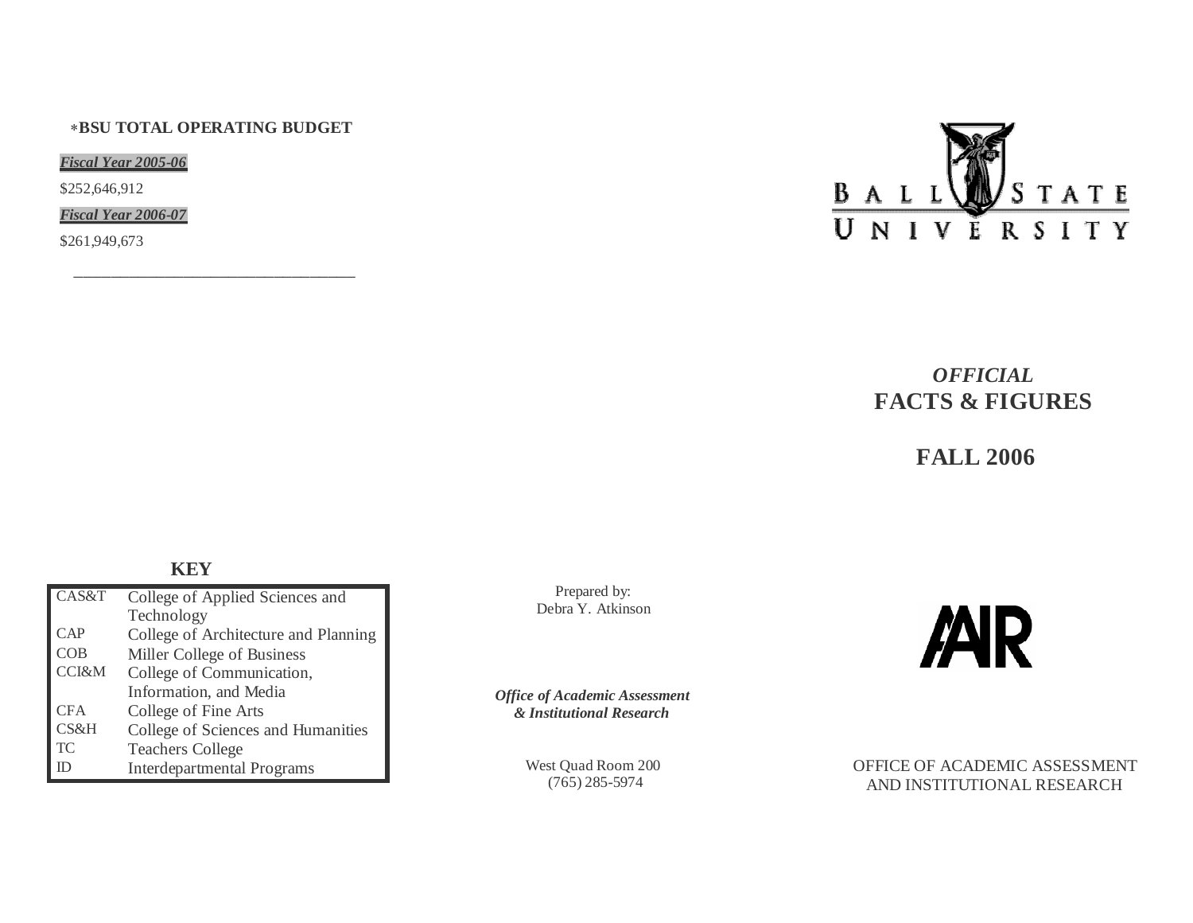**\*BSU TOTAL OPERATING BUDGET**

***Fiscal Year 2005-06***

$252,646,912

***Fiscal Year 2006-07***

$261,949,673

______________________________________

## KEY

| | |
|---|---|
| CAS&T | College of Applied Sciences and Technology |
| CAP | College of Architecture and Planning |
| COB | Miller College of Business |
| CCI&M | College of Communication, Information, and Media |
| CFA | College of Fine Arts |
| CS&H | College of Sciences and Humanities |
| TC | Teachers College |
| ID | Interdepartmental Programs |

Prepared by:
Debra Y. Atkinson

***Office of Academic Assessment & Institutional Research***

West Quad Room 200
(765) 285-5974

BALL STATE UNIVERSITY

# *OFFICIAL* FACTS & FIGURES

# FALL 2006

OAIR

OFFICE OF ACADEMIC ASSESSMENT AND INSTITUTIONAL RESEARCH